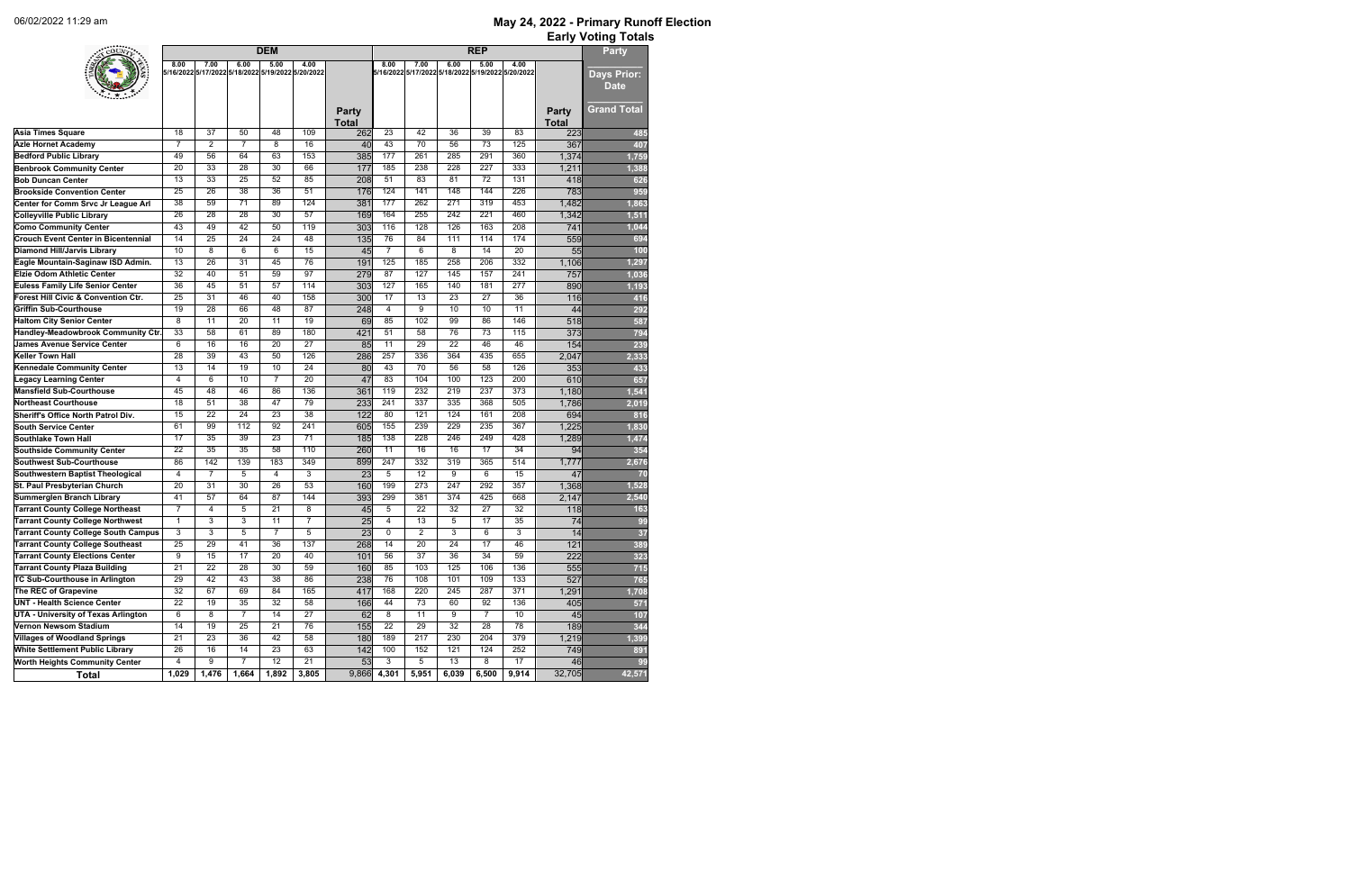06/02/2022 11:29 am

# May 24, 2022 - Primary Runoff Election

## Early Voting Totals

| | DEM | | | | | | REP | | | | | | Party |
|---|---|---|---|---|---|---|---|---|---|---|---|---|---|
| | 8.00 5/16/2022 | 7.00 5/17/2022 | 6.00 5/18/2022 | 5.00 5/19/2022 | 4.00 5/20/2022 | Party Total | 8.00 5/16/2022 | 7.00 5/17/2022 | 6.00 5/18/2022 | 5.00 5/19/2022 | 4.00 5/20/2022 | Party Total | Days Prior: Date / Grand Total |
| Asia Times Square | 18 | 37 | 50 | 48 | 109 | 262 | 23 | 42 | 36 | 39 | 83 | 223 | 485 |
| Azle Hornet Academy | 7 | 2 | 7 | 8 | 16 | 40 | 43 | 70 | 56 | 73 | 125 | 367 | 407 |
| Bedford Public Library | 49 | 56 | 64 | 63 | 153 | 385 | 177 | 261 | 285 | 291 | 360 | 1,374 | 1,759 |
| Benbrook Community Center | 20 | 33 | 28 | 30 | 66 | 177 | 185 | 238 | 228 | 227 | 333 | 1,211 | 1,388 |
| Bob Duncan Center | 13 | 33 | 25 | 52 | 85 | 208 | 51 | 83 | 81 | 72 | 131 | 418 | 626 |
| Brookside Convention Center | 25 | 26 | 38 | 36 | 51 | 176 | 124 | 141 | 148 | 144 | 226 | 783 | 959 |
| Center for Comm Srvc Jr League Arl | 38 | 59 | 71 | 89 | 124 | 381 | 177 | 262 | 271 | 319 | 453 | 1,482 | 1,863 |
| Colleyville Public Library | 26 | 28 | 28 | 30 | 57 | 169 | 164 | 255 | 242 | 221 | 460 | 1,342 | 1,511 |
| Como Community Center | 43 | 49 | 42 | 50 | 119 | 303 | 116 | 128 | 126 | 163 | 208 | 741 | 1,044 |
| Crouch Event Center in Bicentennial | 14 | 25 | 24 | 24 | 48 | 135 | 76 | 84 | 111 | 114 | 174 | 559 | 694 |
| Diamond Hill/Jarvis Library | 10 | 8 | 6 | 6 | 15 | 45 | 7 | 6 | 8 | 14 | 20 | 55 | 100 |
| Eagle Mountain-Saginaw ISD Admin. | 13 | 26 | 31 | 45 | 76 | 191 | 125 | 185 | 258 | 206 | 332 | 1,106 | 1,297 |
| Elzie Odom Athletic Center | 32 | 40 | 51 | 59 | 97 | 279 | 87 | 127 | 145 | 157 | 241 | 757 | 1,036 |
| Euless Family Life Senior Center | 36 | 45 | 51 | 57 | 114 | 303 | 127 | 165 | 140 | 181 | 277 | 890 | 1,193 |
| Forest Hill Civic & Convention Ctr. | 25 | 31 | 46 | 40 | 158 | 300 | 17 | 13 | 23 | 27 | 36 | 116 | 416 |
| Griffin Sub-Courthouse | 19 | 28 | 66 | 48 | 87 | 248 | 4 | 9 | 10 | 10 | 11 | 44 | 292 |
| Haltom City Senior Center | 8 | 11 | 20 | 11 | 19 | 69 | 85 | 102 | 99 | 86 | 146 | 518 | 587 |
| Handley-Meadowbrook Community Ctr. | 33 | 58 | 61 | 89 | 180 | 421 | 51 | 58 | 76 | 73 | 115 | 373 | 794 |
| James Avenue Service Center | 6 | 16 | 16 | 20 | 27 | 85 | 11 | 29 | 22 | 46 | 46 | 154 | 239 |
| Keller Town Hall | 28 | 39 | 43 | 50 | 126 | 286 | 257 | 336 | 364 | 435 | 655 | 2,047 | 2,333 |
| Kennedale Community Center | 13 | 14 | 19 | 10 | 24 | 80 | 43 | 70 | 56 | 58 | 126 | 353 | 433 |
| Legacy Learning Center | 4 | 6 | 10 | 7 | 20 | 47 | 83 | 104 | 100 | 123 | 200 | 610 | 657 |
| Mansfield Sub-Courthouse | 45 | 48 | 46 | 86 | 136 | 361 | 119 | 232 | 219 | 237 | 373 | 1,180 | 1,541 |
| Northeast Courthouse | 18 | 51 | 38 | 47 | 79 | 233 | 241 | 337 | 335 | 368 | 505 | 1,786 | 2,019 |
| Sheriff's Office North Patrol Div. | 15 | 22 | 24 | 23 | 38 | 122 | 80 | 121 | 124 | 161 | 208 | 694 | 816 |
| South Service Center | 61 | 99 | 112 | 92 | 241 | 605 | 155 | 239 | 229 | 235 | 367 | 1,225 | 1,830 |
| Southlake Town Hall | 17 | 35 | 39 | 23 | 71 | 185 | 138 | 228 | 246 | 249 | 428 | 1,289 | 1,474 |
| Southside Community Center | 22 | 35 | 35 | 58 | 110 | 260 | 11 | 16 | 16 | 17 | 34 | 94 | 354 |
| Southwest Sub-Courthouse | 86 | 142 | 139 | 183 | 349 | 899 | 247 | 332 | 319 | 365 | 514 | 1,777 | 2,676 |
| Southwestern Baptist Theological | 4 | 7 | 5 | 4 | 3 | 23 | 5 | 12 | 9 | 6 | 15 | 47 | 70 |
| St. Paul Presbyterian Church | 20 | 31 | 30 | 26 | 53 | 160 | 199 | 273 | 247 | 292 | 357 | 1,368 | 1,528 |
| Summerglen Branch Library | 41 | 57 | 64 | 87 | 144 | 393 | 299 | 381 | 374 | 425 | 668 | 2,147 | 2,540 |
| Tarrant County College Northeast | 7 | 4 | 5 | 21 | 8 | 45 | 5 | 22 | 32 | 27 | 32 | 118 | 163 |
| Tarrant County College Northwest | 1 | 3 | 3 | 11 | 7 | 25 | 4 | 13 | 5 | 17 | 35 | 74 | 99 |
| Tarrant County College South Campus | 3 | 3 | 5 | 7 | 5 | 23 | 0 | 2 | 3 | 6 | 3 | 14 | 37 |
| Tarrant County College Southeast | 25 | 29 | 41 | 36 | 137 | 268 | 14 | 20 | 24 | 17 | 46 | 121 | 389 |
| Tarrant County Elections Center | 9 | 15 | 17 | 20 | 40 | 101 | 56 | 37 | 36 | 34 | 59 | 222 | 323 |
| Tarrant County Plaza Building | 21 | 22 | 28 | 30 | 59 | 160 | 85 | 103 | 125 | 106 | 136 | 555 | 715 |
| TC Sub-Courthouse in Arlington | 29 | 42 | 43 | 38 | 86 | 238 | 76 | 108 | 101 | 109 | 133 | 527 | 765 |
| The REC of Grapevine | 32 | 67 | 69 | 84 | 165 | 417 | 168 | 220 | 245 | 287 | 371 | 1,291 | 1,708 |
| UNT - Health Science Center | 22 | 19 | 35 | 32 | 58 | 166 | 44 | 73 | 60 | 92 | 136 | 405 | 571 |
| UTA - University of Texas Arlington | 6 | 8 | 7 | 14 | 27 | 62 | 8 | 11 | 9 | 7 | 10 | 45 | 107 |
| Vernon Newsom Stadium | 14 | 19 | 25 | 21 | 76 | 155 | 22 | 29 | 32 | 28 | 78 | 189 | 344 |
| Villages of Woodland Springs | 21 | 23 | 36 | 42 | 58 | 180 | 189 | 217 | 230 | 204 | 379 | 1,219 | 1,399 |
| White Settlement Public Library | 26 | 16 | 14 | 23 | 63 | 142 | 100 | 152 | 121 | 124 | 252 | 749 | 891 |
| Worth Heights Community Center | 4 | 9 | 7 | 12 | 21 | 53 | 3 | 5 | 13 | 8 | 17 | 46 | 99 |
| **Total** | **1,029** | **1,476** | **1,664** | **1,892** | **3,805** | **9,866** | **4,301** | **5,951** | **6,039** | **6,500** | **9,914** | **32,705** | **42,571** |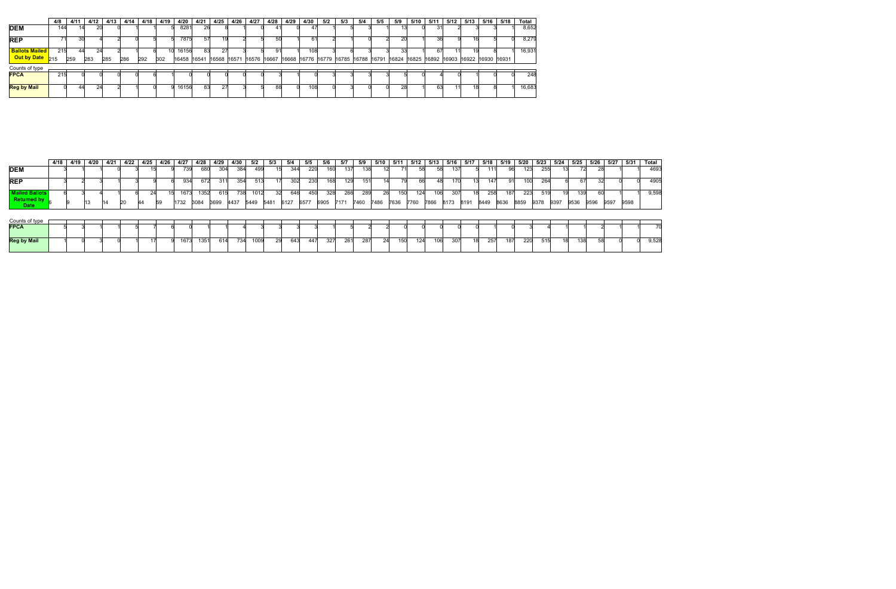| | 4/8 | 4/11 | 4/12 | 4/13 | 4/14 | 4/18 | 4/19 | 4/20 | 4/21 | 4/25 | 4/26 | 4/27 | 4/28 | 4/29 | 4/30 | 5/2 | 5/3 | 5/4 | 5/5 | 5/9 | 5/10 | 5/11 | 5/12 | 5/13 | 5/16 | 5/18 | Total |
|---|---|---|---|---|---|---|---|---|---|---|---|---|---|---|---|---|---|---|---|---|---|---|---|---|---|---|---|
| **DEM** | 144 | 14 | 20 | 0 | 1 | 1 | 5 | 8281 | 26 | 8 | 1 | 0 | 41 | 0 | 47 | 1 | 5 | 3 | 1 | 13 | 0 | 31 | 2 | 3 | 3 | 1 | 8,652 |
| **REP** | 71 | 30 | 4 | 2 | 0 | 5 | 5 | 7875 | 57 | 19 | 2 | 5 | 50 | 1 | 61 | 2 | 1 | 0 | 2 | 20 | 1 | 36 | 9 | 16 | 5 | 0 | 8,279 |
| **Ballots Mailed** | 215 | 44 | 24 | 2 | 1 | 6 | 10 | 16156 | 83 | 27 | 3 | 5 | 91 | 1 | 108 | 3 | 6 | 3 | 3 | 33 | 1 | 67 | 11 | 19 | 8 | 1 | 16,931 |
| **Out by Date** | 215 | 259 | 283 | 285 | 286 | 292 | 302 | 16458 | 16541 | 16568 | 16571 | 16576 | 16667 | 16668 | 16776 | 16779 | 16785 | 16788 | 16791 | 16824 | 16825 | 16892 | 16903 | 16922 | 16930 | 16931 | |
| Counts of type | | | | | | | | | | | | | | | | | | | | | | | | | | | |
| **FPCA** | 215 | 0 | 0 | 0 | 0 | 6 | 1 | 0 | 0 | 0 | 0 | 0 | 3 | 1 | 0 | 3 | 3 | 3 | 3 | 5 | 0 | 4 | 0 | 1 | 0 | 0 | 248 |
| **Reg by Mail** | 0 | 44 | 24 | 2 | 1 | 0 | 9 | 16156 | 83 | 27 | 3 | 5 | 88 | 0 | 108 | 0 | 3 | 0 | 0 | 28 | 1 | 63 | 11 | 18 | 8 | 1 | 16,683 |

| | 4/18 | 4/19 | 4/20 | 4/21 | 4/22 | 4/25 | 4/26 | 4/27 | 4/28 | 4/29 | 4/30 | 5/2 | 5/3 | 5/4 | 5/5 | 5/6 | 5/7 | 5/9 | 5/10 | 5/11 | 5/12 | 5/13 | 5/16 | 5/17 | 5/18 | 5/19 | 5/20 | 5/23 | 5/24 | 5/25 | 5/26 | 5/27 | 5/31 | Total |
|---|---|---|---|---|---|---|---|---|---|---|---|---|---|---|---|---|---|---|---|---|---|---|---|---|---|---|---|---|---|---|---|---|---|---|
| **DEM** | 3 | 1 | 1 | 0 | 3 | 15 | 9 | 739 | 680 | 304 | 384 | 499 | 15 | 344 | 220 | 160 | 137 | 138 | 12 | 71 | 58 | 58 | 137 | 5 | 111 | 96 | 123 | 255 | 13 | 72 | 28 | 1 | 1 | 4693 |
| **REP** | 3 | 2 | 3 | 1 | 3 | 9 | 6 | 934 | 672 | 311 | 354 | 513 | 17 | 302 | 230 | 168 | 129 | 151 | 14 | 79 | 66 | 48 | 170 | 13 | 147 | 91 | 100 | 264 | 6 | 67 | 32 | 0 | 0 | 4905 |
| **Mailed Ballots** | 6 | 3 | 4 | 1 | 6 | 24 | 15 | 1673 | 1352 | 615 | 738 | 1012 | 32 | 646 | 450 | 328 | 266 | 289 | 26 | 150 | 124 | 106 | 307 | 18 | 258 | 187 | 223 | 519 | 19 | 139 | 60 | 1 | 1 | 9,598 |
| **Returned by Date** | 6 | 9 | 13 | 14 | 20 | 44 | 59 | 1732 | 3084 | 3699 | 4437 | 5449 | 5481 | 6127 | 6577 | 6905 | 7171 | 7460 | 7486 | 7636 | 7760 | 7866 | 8173 | 8191 | 8449 | 8636 | 8859 | 9378 | 9397 | 9536 | 9596 | 9597 | 9598 | |
| Counts of type | | | | | | | | | | | | | | | | | | | | | | | | | | | | | | | | | | |
| **FPCA** | 5 | 3 | 1 | 1 | 5 | 7 | 6 | 0 | 1 | 1 | 4 | 3 | 3 | 3 | 3 | 1 | 5 | 2 | 2 | 0 | 0 | 0 | 0 | 0 | 1 | 0 | 3 | 4 | 1 | 1 | 2 | 1 | 1 | 70 |
| **Reg by Mail** | 1 | 0 | 3 | 0 | 1 | 17 | 9 | 1673 | 1351 | 614 | 734 | 1009 | 29 | 643 | 447 | 327 | 261 | 287 | 24 | 150 | 124 | 106 | 307 | 18 | 257 | 187 | 220 | 515 | 18 | 138 | 58 | 0 | 0 | 9,528 |